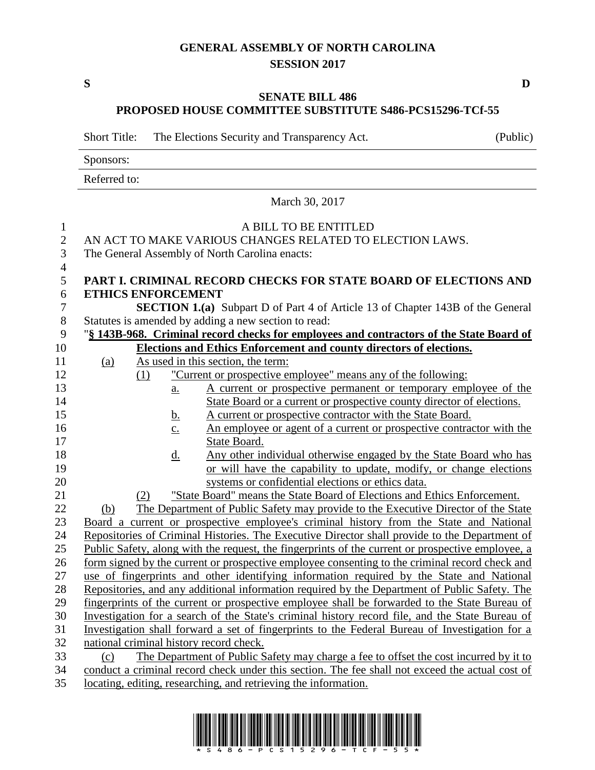# GENERAL ASSEMBLY OF NORTH CAROLINA
## SESSION 2017

**S** **D**

## SENATE BILL 486
## PROPOSED HOUSE COMMITTEE SUBSTITUTE S486-PCS15296-TCf-55

Short Title: The Elections Security and Transparency Act. (Public)

Sponsors:

Referred to:

March 30, 2017

A BILL TO BE ENTITLED

AN ACT TO MAKE VARIOUS CHANGES RELATED TO ELECTION LAWS.

The General Assembly of North Carolina enacts:

**PART I. CRIMINAL RECORD CHECKS FOR STATE BOARD OF ELECTIONS AND ETHICS ENFORCEMENT**

**SECTION 1.(a)** Subpart D of Part 4 of Article 13 of Chapter 143B of the General Statutes is amended by adding a new section to read:

"**§ 143B-968. Criminal record checks for employees and contractors of the State Board of Elections and Ethics Enforcement and county directors of elections.**

(a) As used in this section, the term:

(1) "Current or prospective employee" means any of the following:

a. A current or prospective permanent or temporary employee of the State Board or a current or prospective county director of elections.

b. A current or prospective contractor with the State Board.

c. An employee or agent of a current or prospective contractor with the State Board.

d. Any other individual otherwise engaged by the State Board who has or will have the capability to update, modify, or change elections systems or confidential elections or ethics data.

(2) "State Board" means the State Board of Elections and Ethics Enforcement.

(b) The Department of Public Safety may provide to the Executive Director of the State Board a current or prospective employee's criminal history from the State and National Repositories of Criminal Histories. The Executive Director shall provide to the Department of Public Safety, along with the request, the fingerprints of the current or prospective employee, a form signed by the current or prospective employee consenting to the criminal record check and use of fingerprints and other identifying information required by the State and National Repositories, and any additional information required by the Department of Public Safety. The fingerprints of the current or prospective employee shall be forwarded to the State Bureau of Investigation for a search of the State's criminal history record file, and the State Bureau of Investigation shall forward a set of fingerprints to the Federal Bureau of Investigation for a national criminal history record check.

(c) The Department of Public Safety may charge a fee to offset the cost incurred by it to conduct a criminal record check under this section. The fee shall not exceed the actual cost of locating, editing, researching, and retrieving the information.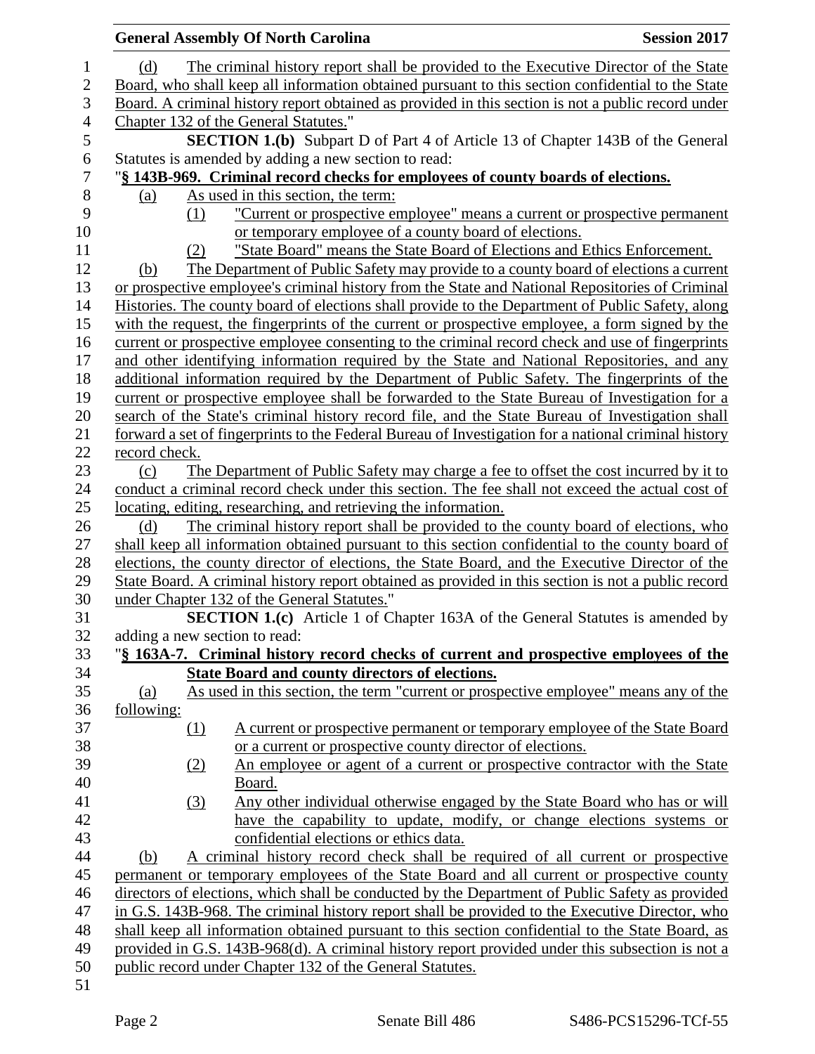(d) The criminal history report shall be provided to the Executive Director of the State Board, who shall keep all information obtained pursuant to this section confidential to the State Board. A criminal history report obtained as provided in this section is not a public record under Chapter 132 of the General Statutes."

**SECTION 1.(b)** Subpart D of Part 4 of Article 13 of Chapter 143B of the General Statutes is amended by adding a new section to read:

"**§ 143B-969. Criminal record checks for employees of county boards of elections.**

(a) As used in this section, the term:

(1) "Current or prospective employee" means a current or prospective permanent or temporary employee of a county board of elections.

(2) "State Board" means the State Board of Elections and Ethics Enforcement.

(b) The Department of Public Safety may provide to a county board of elections a current or prospective employee's criminal history from the State and National Repositories of Criminal Histories. The county board of elections shall provide to the Department of Public Safety, along with the request, the fingerprints of the current or prospective employee, a form signed by the current or prospective employee consenting to the criminal record check and use of fingerprints and other identifying information required by the State and National Repositories, and any additional information required by the Department of Public Safety. The fingerprints of the current or prospective employee shall be forwarded to the State Bureau of Investigation for a search of the State's criminal history record file, and the State Bureau of Investigation shall forward a set of fingerprints to the Federal Bureau of Investigation for a national criminal history record check.

(c) The Department of Public Safety may charge a fee to offset the cost incurred by it to conduct a criminal record check under this section. The fee shall not exceed the actual cost of locating, editing, researching, and retrieving the information.

(d) The criminal history report shall be provided to the county board of elections, who shall keep all information obtained pursuant to this section confidential to the county board of elections, the county director of elections, the State Board, and the Executive Director of the State Board. A criminal history report obtained as provided in this section is not a public record under Chapter 132 of the General Statutes."

**SECTION 1.(c)** Article 1 of Chapter 163A of the General Statutes is amended by adding a new section to read:

"**§ 163A-7. Criminal history record checks of current and prospective employees of the State Board and county directors of elections.**

(a) As used in this section, the term "current or prospective employee" means any of the following:

(1) A current or prospective permanent or temporary employee of the State Board or a current or prospective county director of elections.

(2) An employee or agent of a current or prospective contractor with the State Board.

(3) Any other individual otherwise engaged by the State Board who has or will have the capability to update, modify, or change elections systems or confidential elections or ethics data.

(b) A criminal history record check shall be required of all current or prospective permanent or temporary employees of the State Board and all current or prospective county directors of elections, which shall be conducted by the Department of Public Safety as provided in G.S. 143B-968. The criminal history report shall be provided to the Executive Director, who shall keep all information obtained pursuant to this section confidential to the State Board, as provided in G.S. 143B-968(d). A criminal history report provided under this subsection is not a public record under Chapter 132 of the General Statutes.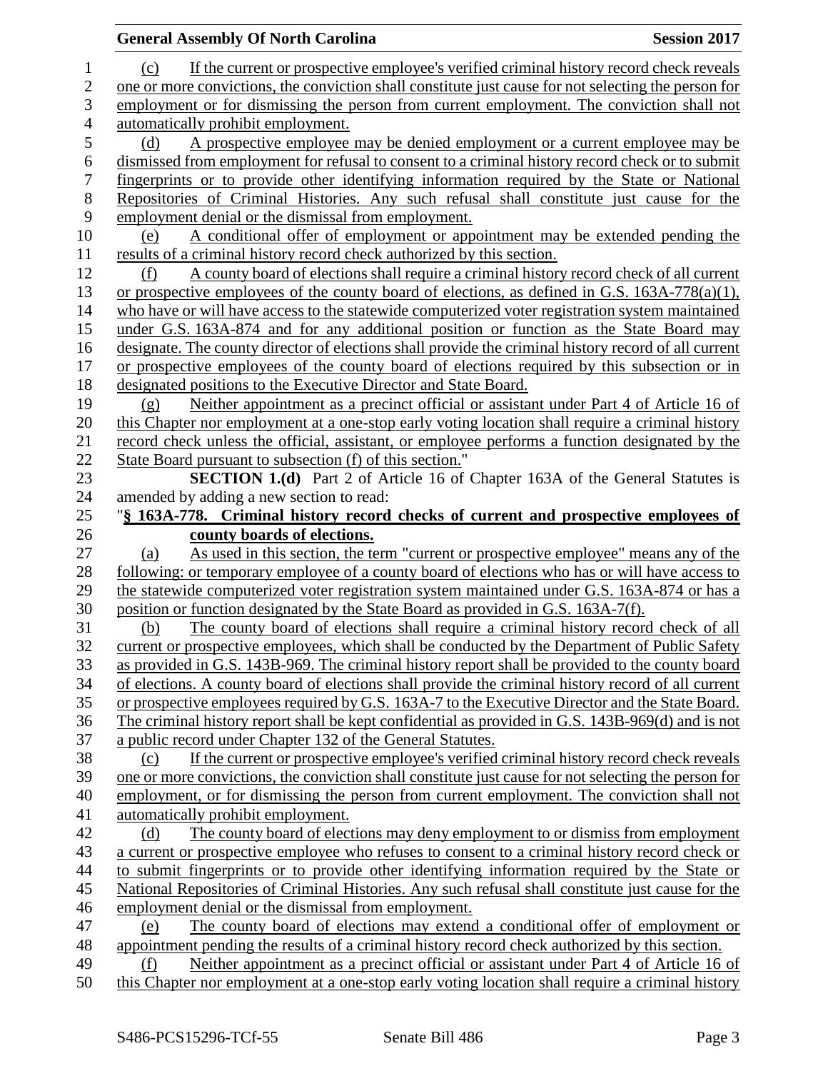(c) If the current or prospective employee's verified criminal history record check reveals one or more convictions, the conviction shall constitute just cause for not selecting the person for employment or for dismissing the person from current employment. The conviction shall not automatically prohibit employment.

(d) A prospective employee may be denied employment or a current employee may be dismissed from employment for refusal to consent to a criminal history record check or to submit fingerprints or to provide other identifying information required by the State or National Repositories of Criminal Histories. Any such refusal shall constitute just cause for the employment denial or the dismissal from employment.

(e) A conditional offer of employment or appointment may be extended pending the results of a criminal history record check authorized by this section.

(f) A county board of elections shall require a criminal history record check of all current or prospective employees of the county board of elections, as defined in G.S. 163A-778(a)(1), who have or will have access to the statewide computerized voter registration system maintained under G.S. 163A-874 and for any additional position or function as the State Board may designate. The county director of elections shall provide the criminal history record of all current or prospective employees of the county board of elections required by this subsection or in designated positions to the Executive Director and State Board.

(g) Neither appointment as a precinct official or assistant under Part 4 of Article 16 of this Chapter nor employment at a one-stop early voting location shall require a criminal history record check unless the official, assistant, or employee performs a function designated by the State Board pursuant to subsection (f) of this section."

**SECTION 1.(d)** Part 2 of Article 16 of Chapter 163A of the General Statutes is amended by adding a new section to read:

"**§ 163A-778. Criminal history record checks of current and prospective employees of county boards of elections.**

(a) As used in this section, the term "current or prospective employee" means any of the following: or temporary employee of a county board of elections who has or will have access to the statewide computerized voter registration system maintained under G.S. 163A-874 or has a position or function designated by the State Board as provided in G.S. 163A-7(f).

(b) The county board of elections shall require a criminal history record check of all current or prospective employees, which shall be conducted by the Department of Public Safety as provided in G.S. 143B-969. The criminal history report shall be provided to the county board of elections. A county board of elections shall provide the criminal history record of all current or prospective employees required by G.S. 163A-7 to the Executive Director and the State Board. The criminal history report shall be kept confidential as provided in G.S. 143B-969(d) and is not a public record under Chapter 132 of the General Statutes.

(c) If the current or prospective employee's verified criminal history record check reveals one or more convictions, the conviction shall constitute just cause for not selecting the person for employment, or for dismissing the person from current employment. The conviction shall not automatically prohibit employment.

(d) The county board of elections may deny employment to or dismiss from employment a current or prospective employee who refuses to consent to a criminal history record check or to submit fingerprints or to provide other identifying information required by the State or National Repositories of Criminal Histories. Any such refusal shall constitute just cause for the employment denial or the dismissal from employment.

(e) The county board of elections may extend a conditional offer of employment or appointment pending the results of a criminal history record check authorized by this section.

(f) Neither appointment as a precinct official or assistant under Part 4 of Article 16 of this Chapter nor employment at a one-stop early voting location shall require a criminal history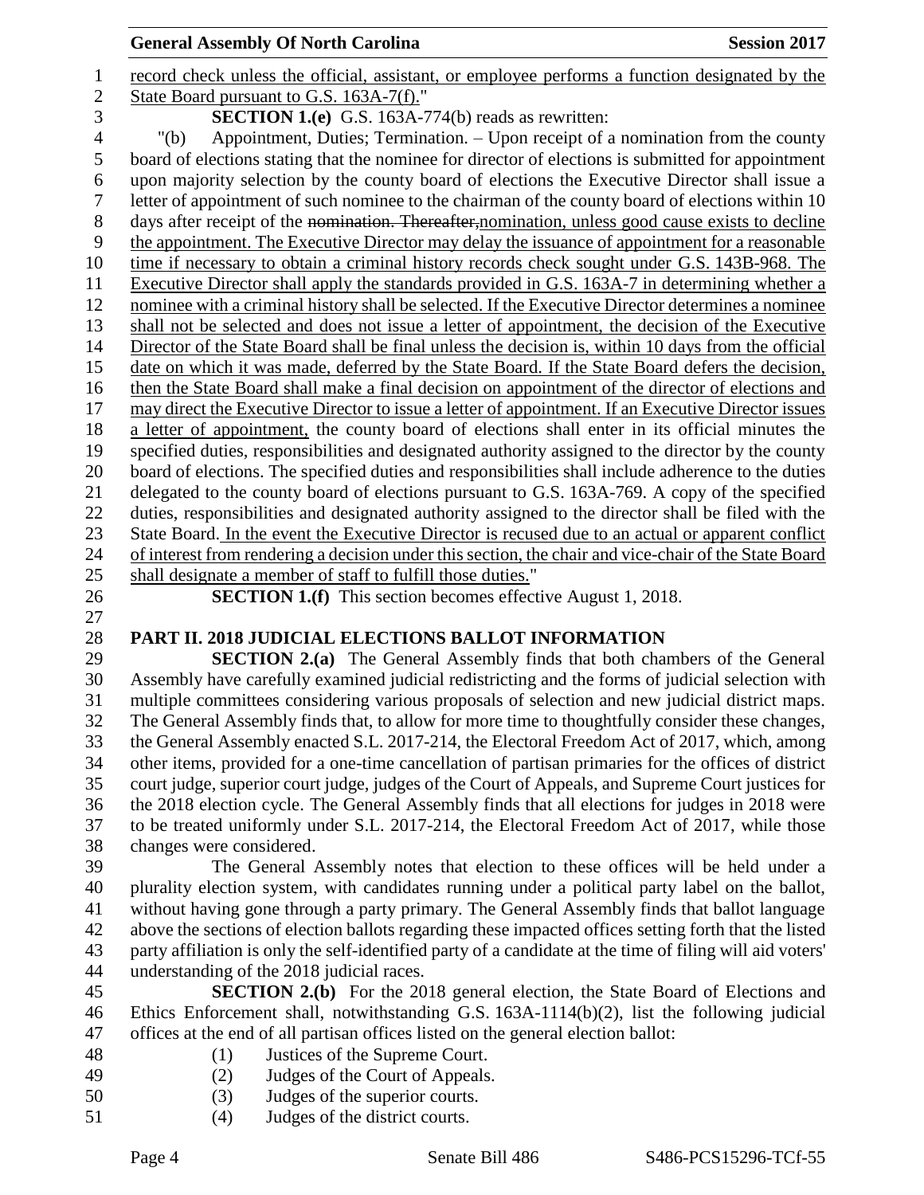record check unless the official, assistant, or employee performs a function designated by the State Board pursuant to G.S. 163A-7(f)."

**SECTION 1.(e)** G.S. 163A-774(b) reads as rewritten:

"(b) Appointment, Duties; Termination. – Upon receipt of a nomination from the county board of elections stating that the nominee for director of elections is submitted for appointment upon majority selection by the county board of elections the Executive Director shall issue a letter of appointment of such nominee to the chairman of the county board of elections within 10 days after receipt of the ~~nomination. Thereafter,~~nomination, unless good cause exists to decline the appointment. The Executive Director may delay the issuance of appointment for a reasonable time if necessary to obtain a criminal history records check sought under G.S. 143B-968. The Executive Director shall apply the standards provided in G.S. 163A-7 in determining whether a nominee with a criminal history shall be selected. If the Executive Director determines a nominee shall not be selected and does not issue a letter of appointment, the decision of the Executive Director of the State Board shall be final unless the decision is, within 10 days from the official date on which it was made, deferred by the State Board. If the State Board defers the decision, then the State Board shall make a final decision on appointment of the director of elections and may direct the Executive Director to issue a letter of appointment. If an Executive Director issues a letter of appointment, the county board of elections shall enter in its official minutes the specified duties, responsibilities and designated authority assigned to the director by the county board of elections. The specified duties and responsibilities shall include adherence to the duties delegated to the county board of elections pursuant to G.S. 163A-769. A copy of the specified duties, responsibilities and designated authority assigned to the director shall be filed with the State Board. In the event the Executive Director is recused due to an actual or apparent conflict of interest from rendering a decision under this section, the chair and vice-chair of the State Board shall designate a member of staff to fulfill those duties."

**SECTION 1.(f)** This section becomes effective August 1, 2018.

## PART II. 2018 JUDICIAL ELECTIONS BALLOT INFORMATION

**SECTION 2.(a)** The General Assembly finds that both chambers of the General Assembly have carefully examined judicial redistricting and the forms of judicial selection with multiple committees considering various proposals of selection and new judicial district maps. The General Assembly finds that, to allow for more time to thoughtfully consider these changes, the General Assembly enacted S.L. 2017-214, the Electoral Freedom Act of 2017, which, among other items, provided for a one-time cancellation of partisan primaries for the offices of district court judge, superior court judge, judges of the Court of Appeals, and Supreme Court justices for the 2018 election cycle. The General Assembly finds that all elections for judges in 2018 were to be treated uniformly under S.L. 2017-214, the Electoral Freedom Act of 2017, while those changes were considered.

The General Assembly notes that election to these offices will be held under a plurality election system, with candidates running under a political party label on the ballot, without having gone through a party primary. The General Assembly finds that ballot language above the sections of election ballots regarding these impacted offices setting forth that the listed party affiliation is only the self-identified party of a candidate at the time of filing will aid voters' understanding of the 2018 judicial races.

**SECTION 2.(b)** For the 2018 general election, the State Board of Elections and Ethics Enforcement shall, notwithstanding G.S. 163A-1114(b)(2), list the following judicial offices at the end of all partisan offices listed on the general election ballot:

(1) Justices of the Supreme Court.
(2) Judges of the Court of Appeals.
(3) Judges of the superior courts.
(4) Judges of the district courts.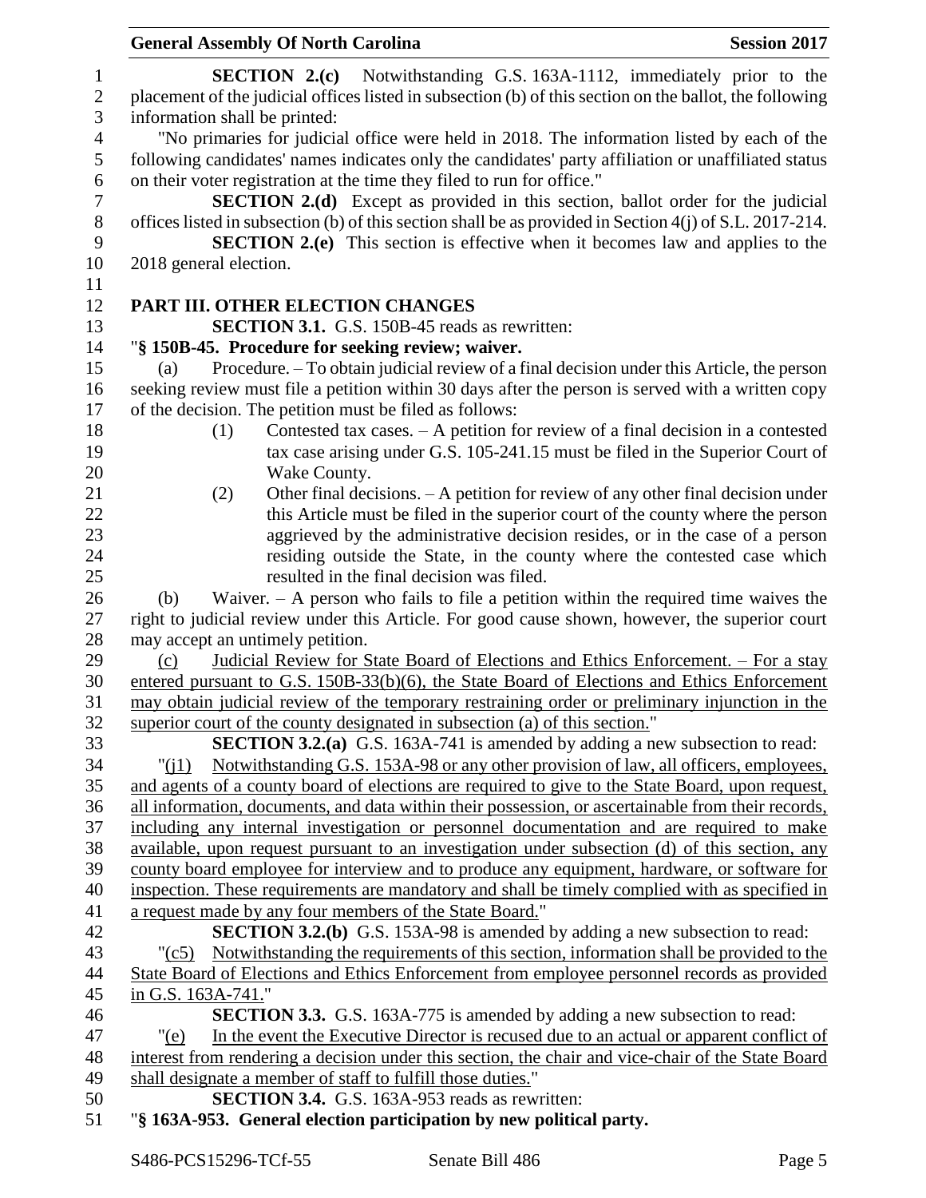**SECTION 2.(c)** Notwithstanding G.S. 163A-1112, immediately prior to the placement of the judicial offices listed in subsection (b) of this section on the ballot, the following information shall be printed:

"No primaries for judicial office were held in 2018. The information listed by each of the following candidates' names indicates only the candidates' party affiliation or unaffiliated status on their voter registration at the time they filed to run for office."

**SECTION 2.(d)** Except as provided in this section, ballot order for the judicial offices listed in subsection (b) of this section shall be as provided in Section 4(j) of S.L. 2017-214.

**SECTION 2.(e)** This section is effective when it becomes law and applies to the 2018 general election.

## PART III. OTHER ELECTION CHANGES

**SECTION 3.1.** G.S. 150B-45 reads as rewritten:

"**§ 150B-45. Procedure for seeking review; waiver.**

(a) Procedure. – To obtain judicial review of a final decision under this Article, the person seeking review must file a petition within 30 days after the person is served with a written copy of the decision. The petition must be filed as follows:

(1) Contested tax cases. – A petition for review of a final decision in a contested tax case arising under G.S. 105-241.15 must be filed in the Superior Court of Wake County.

(2) Other final decisions. – A petition for review of any other final decision under this Article must be filed in the superior court of the county where the person aggrieved by the administrative decision resides, or in the case of a person residing outside the State, in the county where the contested case which resulted in the final decision was filed.

(b) Waiver. – A person who fails to file a petition within the required time waives the right to judicial review under this Article. For good cause shown, however, the superior court may accept an untimely petition.

(c) Judicial Review for State Board of Elections and Ethics Enforcement. – For a stay entered pursuant to G.S. 150B-33(b)(6), the State Board of Elections and Ethics Enforcement may obtain judicial review of the temporary restraining order or preliminary injunction in the superior court of the county designated in subsection (a) of this section."

**SECTION 3.2.(a)** G.S. 163A-741 is amended by adding a new subsection to read:

"(j1) Notwithstanding G.S. 153A-98 or any other provision of law, all officers, employees, and agents of a county board of elections are required to give to the State Board, upon request, all information, documents, and data within their possession, or ascertainable from their records, including any internal investigation or personnel documentation and are required to make available, upon request pursuant to an investigation under subsection (d) of this section, any county board employee for interview and to produce any equipment, hardware, or software for inspection. These requirements are mandatory and shall be timely complied with as specified in a request made by any four members of the State Board."

**SECTION 3.2.(b)** G.S. 153A-98 is amended by adding a new subsection to read:

"(c5) Notwithstanding the requirements of this section, information shall be provided to the State Board of Elections and Ethics Enforcement from employee personnel records as provided in G.S. 163A-741."

**SECTION 3.3.** G.S. 163A-775 is amended by adding a new subsection to read:

"(e) In the event the Executive Director is recused due to an actual or apparent conflict of interest from rendering a decision under this section, the chair and vice-chair of the State Board shall designate a member of staff to fulfill those duties."

**SECTION 3.4.** G.S. 163A-953 reads as rewritten:

"**§ 163A-953. General election participation by new political party.**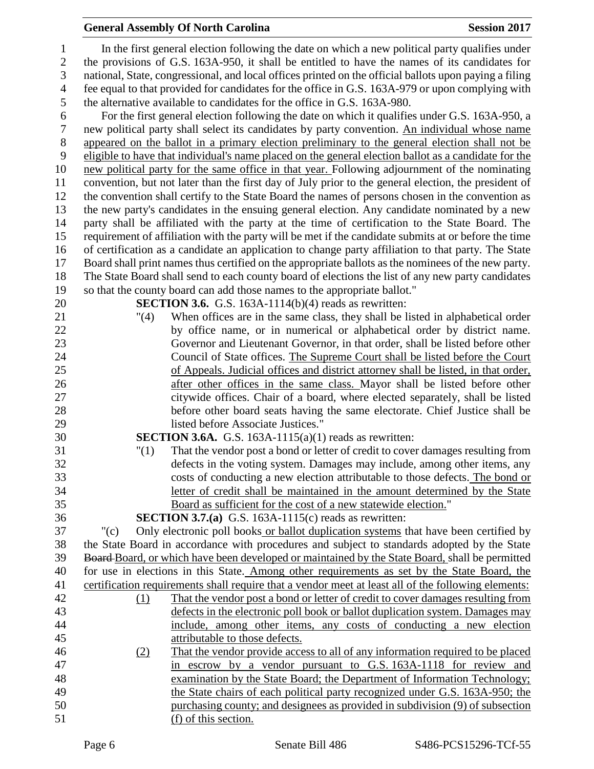In the first general election following the date on which a new political party qualifies under the provisions of G.S. 163A-950, it shall be entitled to have the names of its candidates for national, State, congressional, and local offices printed on the official ballots upon paying a filing fee equal to that provided for candidates for the office in G.S. 163A-979 or upon complying with the alternative available to candidates for the office in G.S. 163A-980.

For the first general election following the date on which it qualifies under G.S. 163A-950, a new political party shall select its candidates by party convention. <u>An individual whose name appeared on the ballot in a primary election preliminary to the general election shall not be eligible to have that individual's name placed on the general election ballot as a candidate for the new political party for the same office in that year.</u> Following adjournment of the nominating convention, but not later than the first day of July prior to the general election, the president of the convention shall certify to the State Board the names of persons chosen in the convention as the new party's candidates in the ensuing general election. Any candidate nominated by a new party shall be affiliated with the party at the time of certification to the State Board. The requirement of affiliation with the party will be met if the candidate submits at or before the time of certification as a candidate an application to change party affiliation to that party. The State Board shall print names thus certified on the appropriate ballots as the nominees of the new party. The State Board shall send to each county board of elections the list of any new party candidates so that the county board can add those names to the appropriate ballot."

**SECTION 3.6.** G.S. 163A-1114(b)(4) reads as rewritten:

"(4) When offices are in the same class, they shall be listed in alphabetical order by office name, or in numerical or alphabetical order by district name. Governor and Lieutenant Governor, in that order, shall be listed before other Council of State offices. <u>The Supreme Court shall be listed before the Court of Appeals. Judicial offices and district attorney shall be listed, in that order, after other offices in the same class.</u> Mayor shall be listed before other citywide offices. Chair of a board, where elected separately, shall be listed before other board seats having the same electorate. Chief Justice shall be listed before Associate Justices."

**SECTION 3.6A.** G.S. 163A-1115(a)(1) reads as rewritten:

"(1) That the vendor post a bond or letter of credit to cover damages resulting from defects in the voting system. Damages may include, among other items, any costs of conducting a new election attributable to those defects. <u>The bond or letter of credit shall be maintained in the amount determined by the State Board as sufficient for the cost of a new statewide election.</u>"

**SECTION 3.7.(a)** G.S. 163A-1115(c) reads as rewritten:

"(c) Only electronic poll books <u>or ballot duplication systems</u> that have been certified by the State Board in accordance with procedures and subject to standards adopted by the State ~~Board~~ Board, <u>or which have been developed or maintained by the State Board,</u> shall be permitted for use in elections in this State. <u>Among other requirements as set by the State Board, the certification requirements shall require that a vendor meet at least all of the following elements:</u>

<u>(1)</u> <u>That the vendor post a bond or letter of credit to cover damages resulting from defects in the electronic poll book or ballot duplication system. Damages may include, among other items, any costs of conducting a new election attributable to those defects.</u>

<u>(2)</u> <u>That the vendor provide access to all of any information required to be placed in escrow by a vendor pursuant to G.S. 163A-1118 for review and examination by the State Board; the Department of Information Technology; the State chairs of each political party recognized under G.S. 163A-950; the purchasing county; and designees as provided in subdivision (9) of subsection (f) of this section.</u>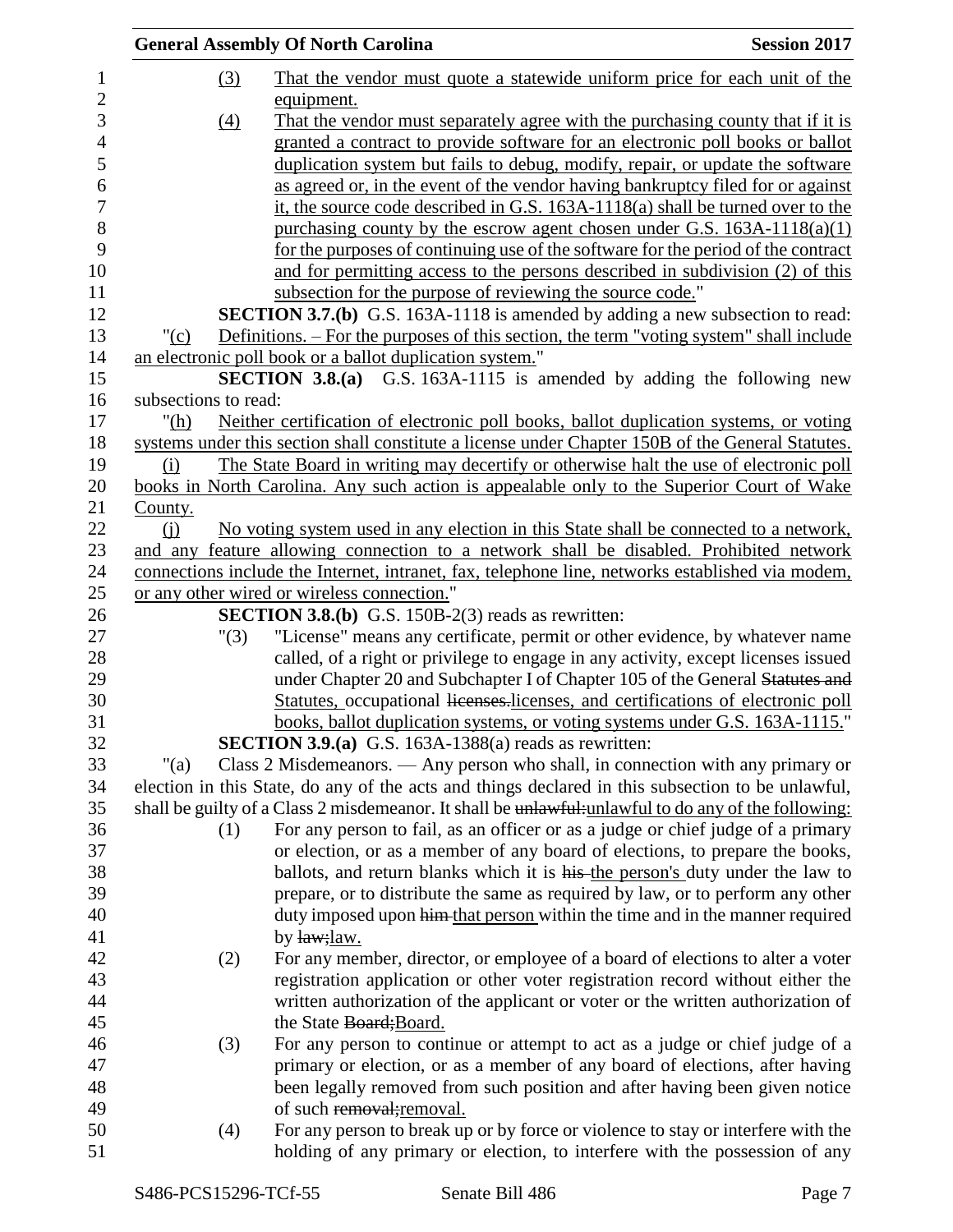(3) That the vendor must quote a statewide uniform price for each unit of the equipment.

(4) That the vendor must separately agree with the purchasing county that if it is granted a contract to provide software for an electronic poll books or ballot duplication system but fails to debug, modify, repair, or update the software as agreed or, in the event of the vendor having bankruptcy filed for or against it, the source code described in G.S. 163A-1118(a) shall be turned over to the purchasing county by the escrow agent chosen under G.S. 163A-1118(a)(1) for the purposes of continuing use of the software for the period of the contract and for permitting access to the persons described in subdivision (2) of this subsection for the purpose of reviewing the source code."

**SECTION 3.7.(b)** G.S. 163A-1118 is amended by adding a new subsection to read:

"(c) Definitions. – For the purposes of this section, the term "voting system" shall include an electronic poll book or a ballot duplication system."

**SECTION 3.8.(a)** G.S. 163A-1115 is amended by adding the following new subsections to read:

"(h) Neither certification of electronic poll books, ballot duplication systems, or voting systems under this section shall constitute a license under Chapter 150B of the General Statutes.

(i) The State Board in writing may decertify or otherwise halt the use of electronic poll books in North Carolina. Any such action is appealable only to the Superior Court of Wake County.

(j) No voting system used in any election in this State shall be connected to a network, and any feature allowing connection to a network shall be disabled. Prohibited network connections include the Internet, intranet, fax, telephone line, networks established via modem, or any other wired or wireless connection."

**SECTION 3.8.(b)** G.S. 150B-2(3) reads as rewritten:

"(3) "License" means any certificate, permit or other evidence, by whatever name called, of a right or privilege to engage in any activity, except licenses issued under Chapter 20 and Subchapter I of Chapter 105 of the General ~~Statutes and~~ Statutes, occupational ~~licenses.~~licenses, and certifications of electronic poll books, ballot duplication systems, or voting systems under G.S. 163A-1115."

**SECTION 3.9.(a)** G.S. 163A-1388(a) reads as rewritten:

"(a) Class 2 Misdemeanors. — Any person who shall, in connection with any primary or election in this State, do any of the acts and things declared in this subsection to be unlawful, shall be guilty of a Class 2 misdemeanor. It shall be ~~unlawful:~~unlawful to do any of the following:

(1) For any person to fail, as an officer or as a judge or chief judge of a primary or election, or as a member of any board of elections, to prepare the books, ballots, and return blanks which it is ~~his~~ the person's duty under the law to prepare, or to distribute the same as required by law, or to perform any other duty imposed upon ~~him~~ that person within the time and in the manner required by ~~law;~~law.

(2) For any member, director, or employee of a board of elections to alter a voter registration application or other voter registration record without either the written authorization of the applicant or voter or the written authorization of the State ~~Board;~~Board.

(3) For any person to continue or attempt to act as a judge or chief judge of a primary or election, or as a member of any board of elections, after having been legally removed from such position and after having been given notice of such ~~removal;~~removal.

(4) For any person to break up or by force or violence to stay or interfere with the holding of any primary or election, to interfere with the possession of any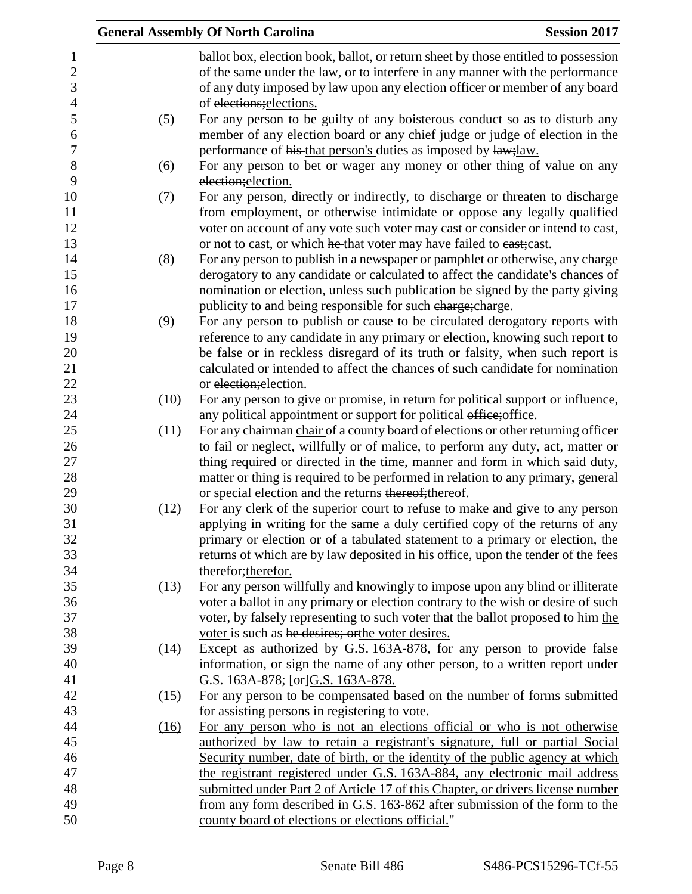ballot box, election book, ballot, or return sheet by those entitled to possession of the same under the law, or to interfere in any manner with the performance of any duty imposed by law upon any election officer or member of any board of ~~elections;~~elections.

(5) For any person to be guilty of any boisterous conduct so as to disturb any member of any election board or any chief judge or judge of election in the performance of ~~his~~ that person's duties as imposed by ~~law;~~law.

(6) For any person to bet or wager any money or other thing of value on any ~~election;~~election.

(7) For any person, directly or indirectly, to discharge or threaten to discharge from employment, or otherwise intimidate or oppose any legally qualified voter on account of any vote such voter may cast or consider or intend to cast, or not to cast, or which ~~he~~ that voter may have failed to ~~cast;~~cast.

(8) For any person to publish in a newspaper or pamphlet or otherwise, any charge derogatory to any candidate or calculated to affect the candidate's chances of nomination or election, unless such publication be signed by the party giving publicity to and being responsible for such ~~charge;~~charge.

(9) For any person to publish or cause to be circulated derogatory reports with reference to any candidate in any primary or election, knowing such report to be false or in reckless disregard of its truth or falsity, when such report is calculated or intended to affect the chances of such candidate for nomination or ~~election;~~election.

(10) For any person to give or promise, in return for political support or influence, any political appointment or support for political ~~office;~~office.

(11) For any ~~chairman~~ chair of a county board of elections or other returning officer to fail or neglect, willfully or of malice, to perform any duty, act, matter or thing required or directed in the time, manner and form in which said duty, matter or thing is required to be performed in relation to any primary, general or special election and the returns ~~thereof;~~thereof.

(12) For any clerk of the superior court to refuse to make and give to any person applying in writing for the same a duly certified copy of the returns of any primary or election or of a tabulated statement to a primary or election, the returns of which are by law deposited in his office, upon the tender of the fees ~~therefor;~~therefor.

(13) For any person willfully and knowingly to impose upon any blind or illiterate voter a ballot in any primary or election contrary to the wish or desire of such voter, by falsely representing to such voter that the ballot proposed to ~~him~~ the voter is such as ~~he desires; or~~the voter desires.

(14) Except as authorized by G.S. 163A-878, for any person to provide false information, or sign the name of any other person, to a written report under ~~G.S. 163A-878; [or]~~G.S. 163A-878.

(15) For any person to be compensated based on the number of forms submitted for assisting persons in registering to vote.

(16) For any person who is not an elections official or who is not otherwise authorized by law to retain a registrant's signature, full or partial Social Security number, date of birth, or the identity of the public agency at which the registrant registered under G.S. 163A-884, any electronic mail address submitted under Part 2 of Article 17 of this Chapter, or drivers license number from any form described in G.S. 163-862 after submission of the form to the county board of elections or elections official."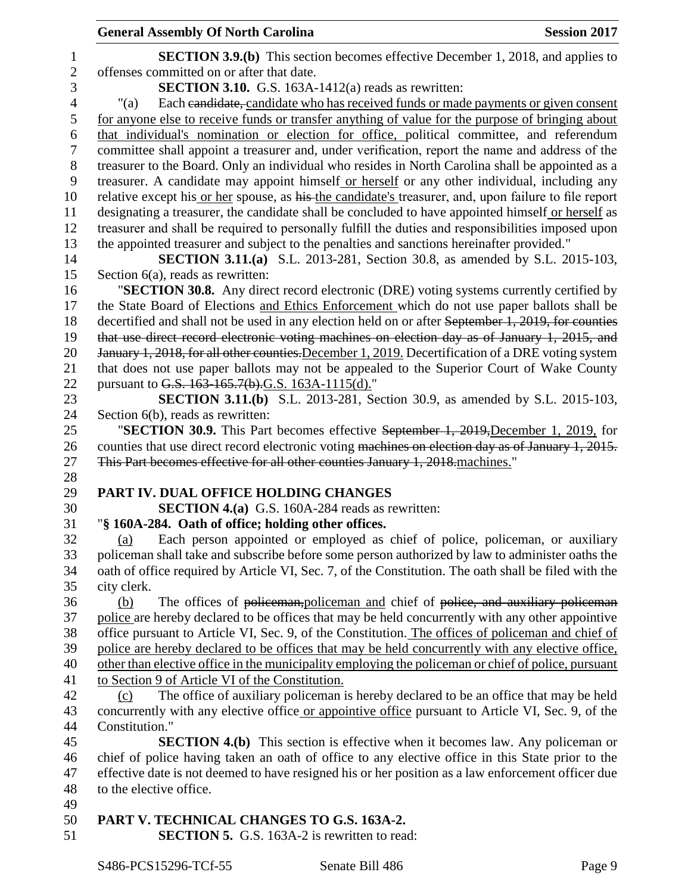**SECTION 3.9.(b)** This section becomes effective December 1, 2018, and applies to offenses committed on or after that date.

**SECTION 3.10.** G.S. 163A-1412(a) reads as rewritten:

"(a) Each ~~candidate,~~ candidate who has received funds or made payments or given consent for anyone else to receive funds or transfer anything of value for the purpose of bringing about that individual's nomination or election for office, political committee, and referendum committee shall appoint a treasurer and, under verification, report the name and address of the treasurer to the Board. Only an individual who resides in North Carolina shall be appointed as a treasurer. A candidate may appoint himself or herself or any other individual, including any relative except his or her spouse, as ~~his~~ the candidate's treasurer, and, upon failure to file report designating a treasurer, the candidate shall be concluded to have appointed himself or herself as treasurer and shall be required to personally fulfill the duties and responsibilities imposed upon the appointed treasurer and subject to the penalties and sanctions hereinafter provided."

**SECTION 3.11.(a)** S.L. 2013-281, Section 30.8, as amended by S.L. 2015-103, Section 6(a), reads as rewritten:

"**SECTION 30.8.** Any direct record electronic (DRE) voting systems currently certified by the State Board of Elections and Ethics Enforcement which do not use paper ballots shall be decertified and shall not be used in any election held on or after ~~September 1, 2019, for counties that use direct record electronic voting machines on election day as of January 1, 2015, and January 1, 2018, for all other counties.~~ December 1, 2019. Decertification of a DRE voting system that does not use paper ballots may not be appealed to the Superior Court of Wake County pursuant to ~~G.S. 163-165.7(b).~~ G.S. 163A-1115(d)."

**SECTION 3.11.(b)** S.L. 2013-281, Section 30.9, as amended by S.L. 2015-103, Section 6(b), reads as rewritten:

"**SECTION 30.9.** This Part becomes effective ~~September 1, 2019,~~ December 1, 2019, for counties that use direct record electronic voting ~~machines on election day as of January 1, 2015. This Part becomes effective for all other counties January 1, 2018.~~ machines."

## PART IV. DUAL OFFICE HOLDING CHANGES

**SECTION 4.(a)** G.S. 160A-284 reads as rewritten:

"**§ 160A-284. Oath of office; holding other offices.**

(a) Each person appointed or employed as chief of police, policeman, or auxiliary policeman shall take and subscribe before some person authorized by law to administer oaths the oath of office required by Article VI, Sec. 7, of the Constitution. The oath shall be filed with the city clerk.

(b) The offices of ~~policeman,~~ policeman and chief of ~~police, and auxiliary policeman~~ police are hereby declared to be offices that may be held concurrently with any other appointive office pursuant to Article VI, Sec. 9, of the Constitution. The offices of policeman and chief of police are hereby declared to be offices that may be held concurrently with any elective office, other than elective office in the municipality employing the policeman or chief of police, pursuant to Section 9 of Article VI of the Constitution.

(c) The office of auxiliary policeman is hereby declared to be an office that may be held concurrently with any elective office or appointive office pursuant to Article VI, Sec. 9, of the Constitution."

**SECTION 4.(b)** This section is effective when it becomes law. Any policeman or chief of police having taken an oath of office to any elective office in this State prior to the effective date is not deemed to have resigned his or her position as a law enforcement officer due to the elective office.

## PART V. TECHNICAL CHANGES TO G.S. 163A-2.

**SECTION 5.** G.S. 163A-2 is rewritten to read: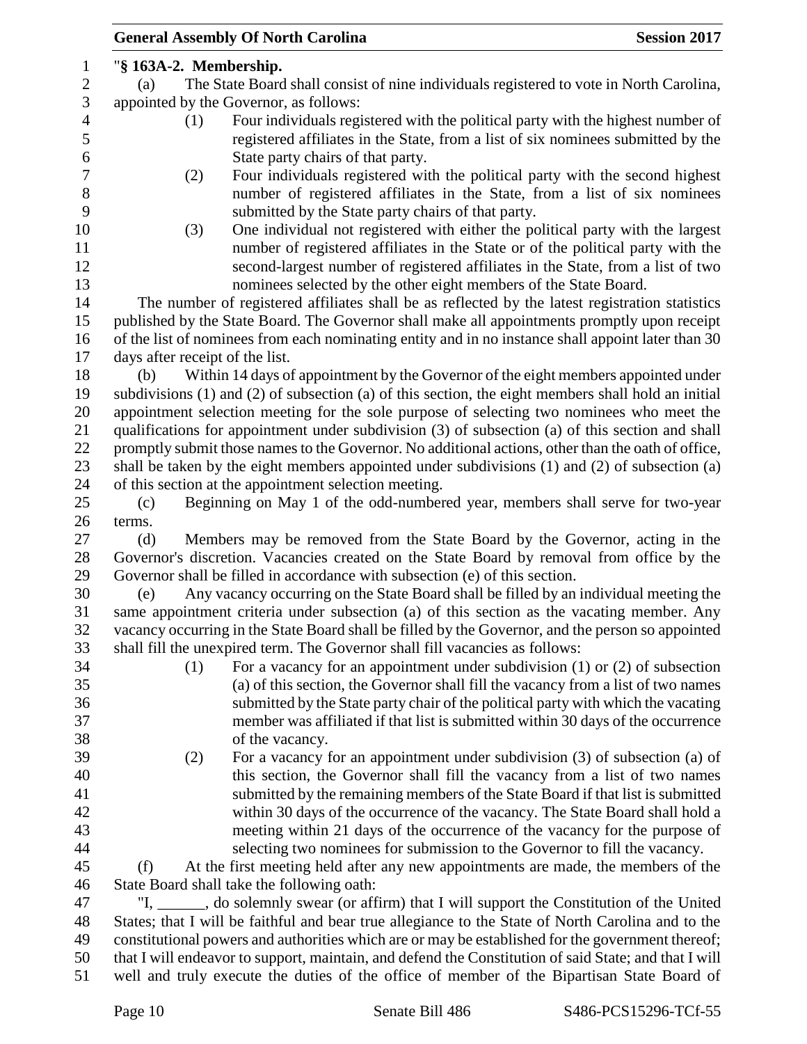"**§ 163A-2. Membership.**

(a) The State Board shall consist of nine individuals registered to vote in North Carolina, appointed by the Governor, as follows:

(1) Four individuals registered with the political party with the highest number of registered affiliates in the State, from a list of six nominees submitted by the State party chairs of that party.

(2) Four individuals registered with the political party with the second highest number of registered affiliates in the State, from a list of six nominees submitted by the State party chairs of that party.

(3) One individual not registered with either the political party with the largest number of registered affiliates in the State or of the political party with the second-largest number of registered affiliates in the State, from a list of two nominees selected by the other eight members of the State Board.

The number of registered affiliates shall be as reflected by the latest registration statistics published by the State Board. The Governor shall make all appointments promptly upon receipt of the list of nominees from each nominating entity and in no instance shall appoint later than 30 days after receipt of the list.

(b) Within 14 days of appointment by the Governor of the eight members appointed under subdivisions (1) and (2) of subsection (a) of this section, the eight members shall hold an initial appointment selection meeting for the sole purpose of selecting two nominees who meet the qualifications for appointment under subdivision (3) of subsection (a) of this section and shall promptly submit those names to the Governor. No additional actions, other than the oath of office, shall be taken by the eight members appointed under subdivisions (1) and (2) of subsection (a) of this section at the appointment selection meeting.

(c) Beginning on May 1 of the odd-numbered year, members shall serve for two-year terms.

(d) Members may be removed from the State Board by the Governor, acting in the Governor's discretion. Vacancies created on the State Board by removal from office by the Governor shall be filled in accordance with subsection (e) of this section.

(e) Any vacancy occurring on the State Board shall be filled by an individual meeting the same appointment criteria under subsection (a) of this section as the vacating member. Any vacancy occurring in the State Board shall be filled by the Governor, and the person so appointed shall fill the unexpired term. The Governor shall fill vacancies as follows:

(1) For a vacancy for an appointment under subdivision (1) or (2) of subsection (a) of this section, the Governor shall fill the vacancy from a list of two names submitted by the State party chair of the political party with which the vacating member was affiliated if that list is submitted within 30 days of the occurrence of the vacancy.

(2) For a vacancy for an appointment under subdivision (3) of subsection (a) of this section, the Governor shall fill the vacancy from a list of two names submitted by the remaining members of the State Board if that list is submitted within 30 days of the occurrence of the vacancy. The State Board shall hold a meeting within 21 days of the occurrence of the vacancy for the purpose of selecting two nominees for submission to the Governor to fill the vacancy.

(f) At the first meeting held after any new appointments are made, the members of the State Board shall take the following oath:

"I, ______, do solemnly swear (or affirm) that I will support the Constitution of the United States; that I will be faithful and bear true allegiance to the State of North Carolina and to the constitutional powers and authorities which are or may be established for the government thereof; that I will endeavor to support, maintain, and defend the Constitution of said State; and that I will well and truly execute the duties of the office of member of the Bipartisan State Board of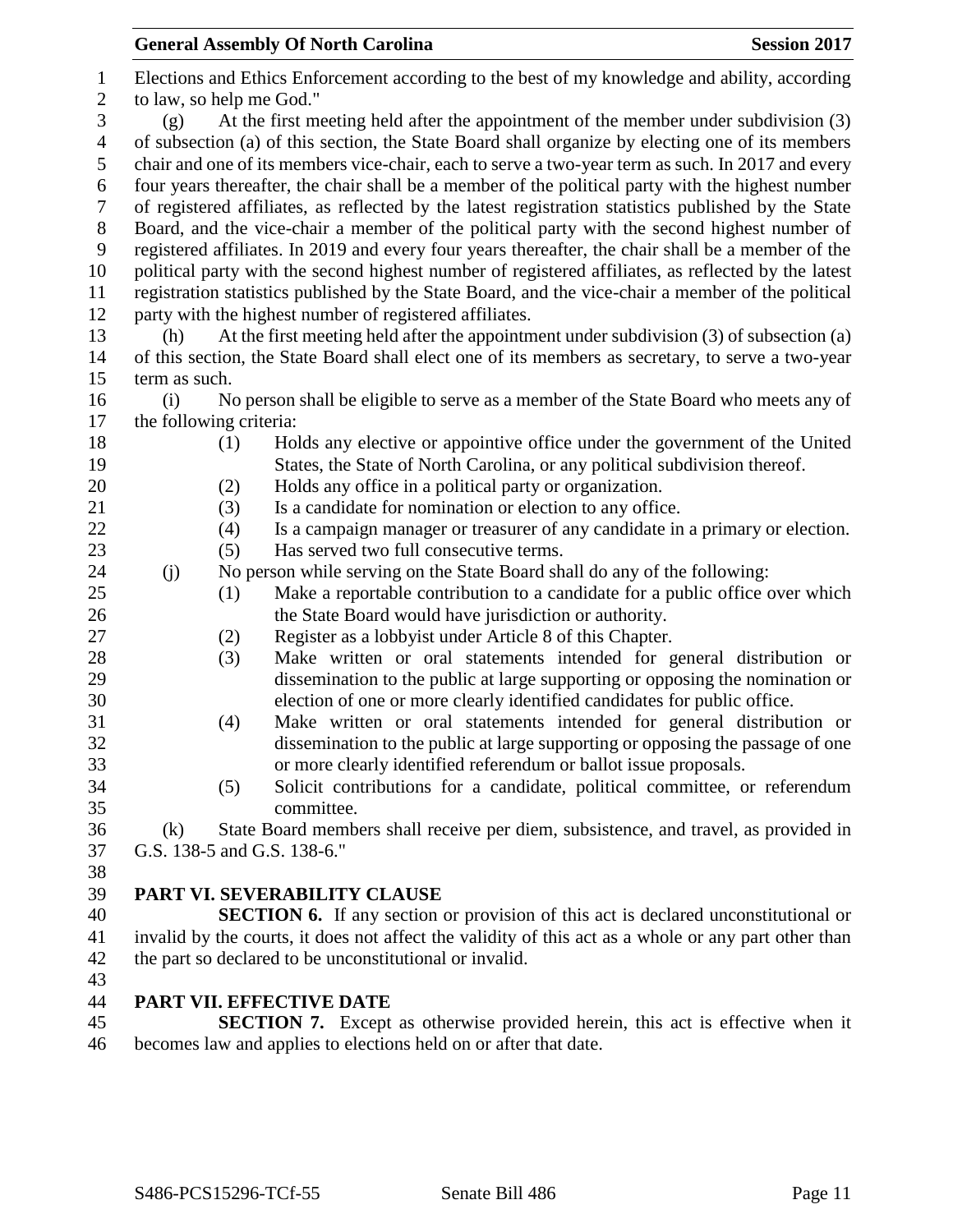Elections and Ethics Enforcement according to the best of my knowledge and ability, according to law, so help me God."

(g) At the first meeting held after the appointment of the member under subdivision (3) of subsection (a) of this section, the State Board shall organize by electing one of its members chair and one of its members vice-chair, each to serve a two-year term as such. In 2017 and every four years thereafter, the chair shall be a member of the political party with the highest number of registered affiliates, as reflected by the latest registration statistics published by the State Board, and the vice-chair a member of the political party with the second highest number of registered affiliates. In 2019 and every four years thereafter, the chair shall be a member of the political party with the second highest number of registered affiliates, as reflected by the latest registration statistics published by the State Board, and the vice-chair a member of the political party with the highest number of registered affiliates.

(h) At the first meeting held after the appointment under subdivision (3) of subsection (a) of this section, the State Board shall elect one of its members as secretary, to serve a two-year term as such.

(i) No person shall be eligible to serve as a member of the State Board who meets any of the following criteria:

(1) Holds any elective or appointive office under the government of the United States, the State of North Carolina, or any political subdivision thereof.
(2) Holds any office in a political party or organization.
(3) Is a candidate for nomination or election to any office.
(4) Is a campaign manager or treasurer of any candidate in a primary or election.
(5) Has served two full consecutive terms.

(j) No person while serving on the State Board shall do any of the following:

(1) Make a reportable contribution to a candidate for a public office over which the State Board would have jurisdiction or authority.
(2) Register as a lobbyist under Article 8 of this Chapter.
(3) Make written or oral statements intended for general distribution or dissemination to the public at large supporting or opposing the nomination or election of one or more clearly identified candidates for public office.
(4) Make written or oral statements intended for general distribution or dissemination to the public at large supporting or opposing the passage of one or more clearly identified referendum or ballot issue proposals.
(5) Solicit contributions for a candidate, political committee, or referendum committee.

(k) State Board members shall receive per diem, subsistence, and travel, as provided in G.S. 138-5 and G.S. 138-6."

## PART VI. SEVERABILITY CLAUSE

**SECTION 6.** If any section or provision of this act is declared unconstitutional or invalid by the courts, it does not affect the validity of this act as a whole or any part other than the part so declared to be unconstitutional or invalid.

## PART VII. EFFECTIVE DATE

**SECTION 7.** Except as otherwise provided herein, this act is effective when it becomes law and applies to elections held on or after that date.